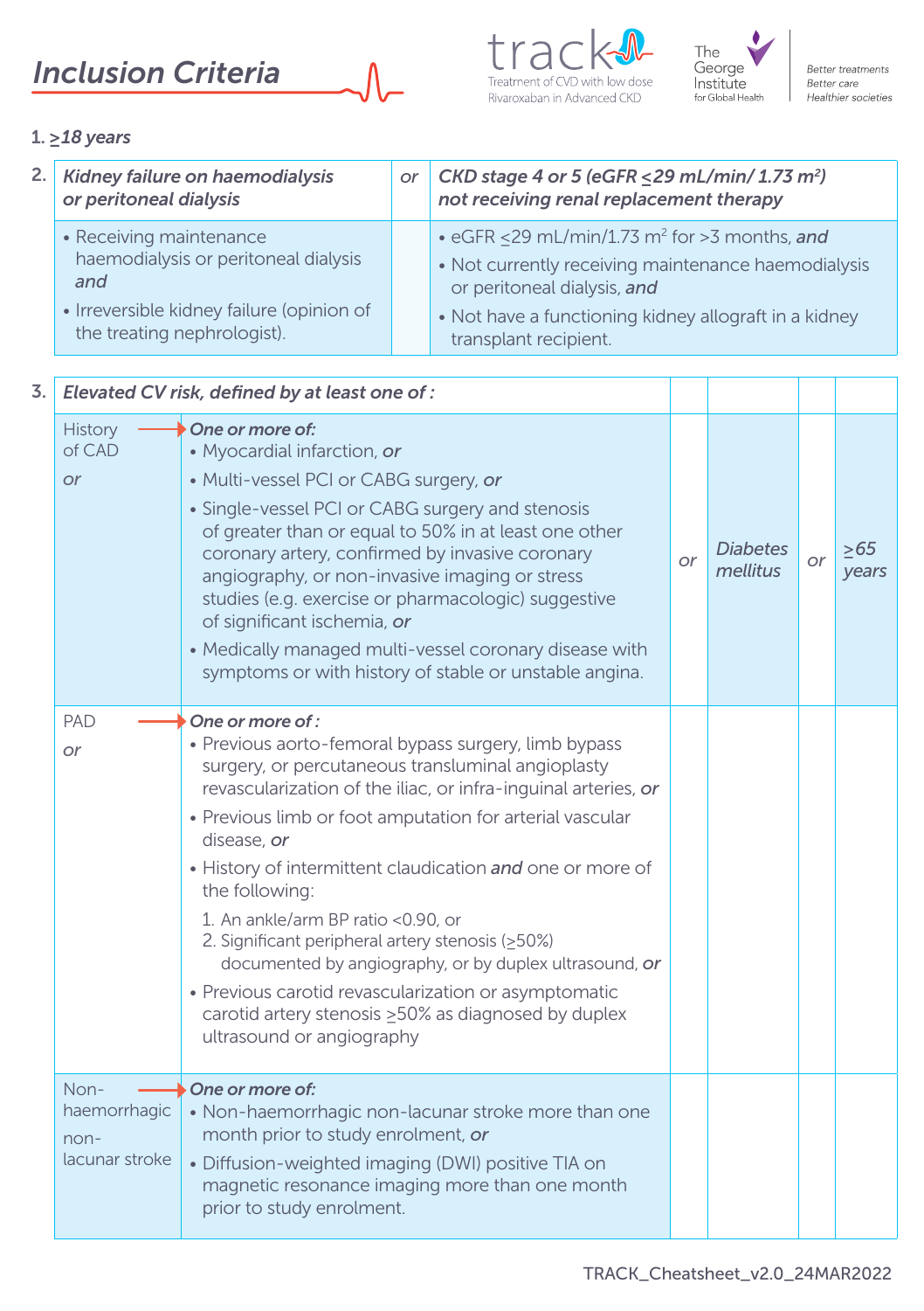# *Inclusion Criteria*

track — Treatment of CVD with low dose Rivaroxaban in Advanced CKD

The George Institute for Global Health — *Better treatments, Better care, Healthier societies*

1. *≥18 years*

2.

| ***Kidney failure on haemodialysis or peritoneal dialysis*** | *or* | ***CKD stage 4 or 5 (eGFR ≤29 mL/min/ 1.73 m²) not receiving renal replacement therapy*** |
|---|---|---|
| • Receiving maintenance haemodialysis or peritoneal dialysis ***and***<br>• Irreversible kidney failure (opinion of the treating nephrologist). | | • eGFR ≤29 mL/min/1.73 m² for >3 months, ***and***<br>• Not currently receiving maintenance haemodialysis or peritoneal dialysis, ***and***<br>• Not have a functioning kidney allograft in a kidney transplant recipient. |

3.

| ***Elevated CV risk, defined by at least one of :*** | | | | | |
|---|---|---|---|---|---|
| History of CAD *or* | ***One or more of:***<br>• Myocardial infarction, ***or***<br>• Multi-vessel PCI or CABG surgery, ***or***<br>• Single-vessel PCI or CABG surgery and stenosis of greater than or equal to 50% in at least one other coronary artery, confirmed by invasive coronary angiography, or non-invasive imaging or stress studies (e.g. exercise or pharmacologic) suggestive of significant ischemia, ***or***<br>• Medically managed multi-vessel coronary disease with symptoms or with history of stable or unstable angina. | *or* | ***Diabetes mellitus*** | *or* | ***≥65 years*** |
| PAD *or* | ***One or more of :***<br>• Previous aorto-femoral bypass surgery, limb bypass surgery, or percutaneous transluminal angioplasty revascularization of the iliac, or infra-inguinal arteries, ***or***<br>• Previous limb or foot amputation for arterial vascular disease, ***or***<br>• History of intermittent claudication ***and*** one or more of the following:<br>1. An ankle/arm BP ratio <0.90, or<br>2. Significant peripheral artery stenosis (≥50%) documented by angiography, or by duplex ultrasound, ***or***<br>• Previous carotid revascularization or asymptomatic carotid artery stenosis ≥50% as diagnosed by duplex ultrasound or angiography | | | | |
| Non-haemorrhagic non-lacunar stroke | ***One or more of:***<br>• Non-haemorrhagic non-lacunar stroke more than one month prior to study enrolment, ***or***<br>• Diffusion-weighted imaging (DWI) positive TIA on magnetic resonance imaging more than one month prior to study enrolment. | | | | |

TRACK_Cheatsheet_v2.0_24MAR2022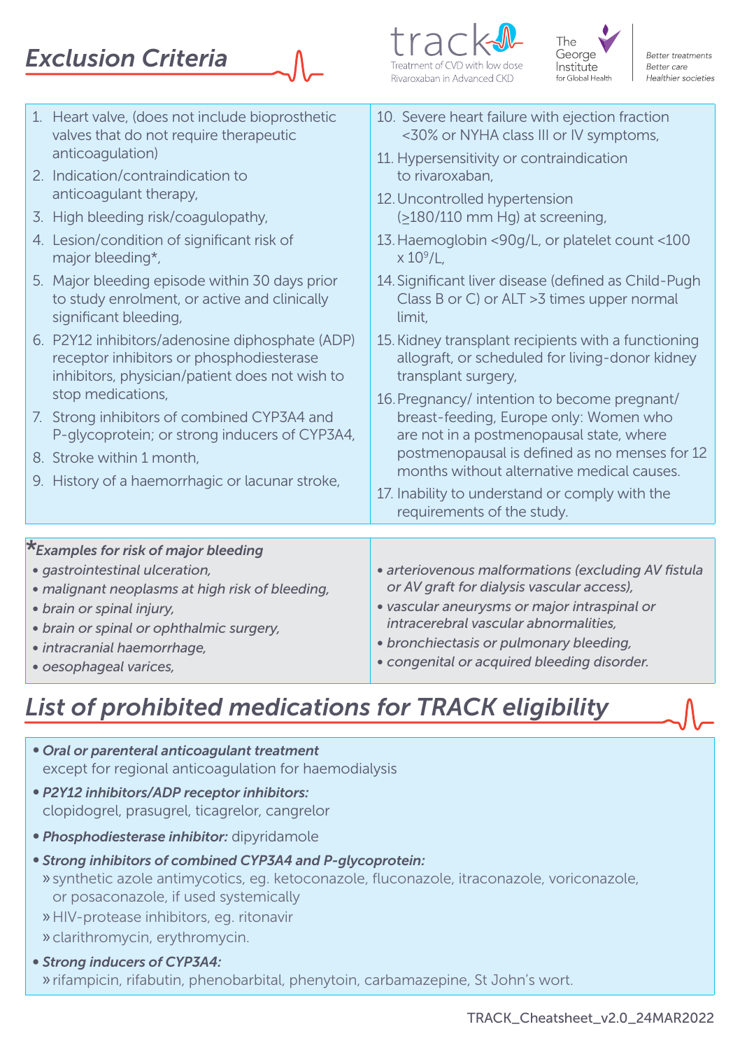## *Exclusion Criteria*

track – Treatment of CVD with low dose Rivaroxaban in Advanced CKD

The George Institute for Global Health — Better treatments, Better care, Healthier societies

1. Heart valve, (does not include bioprosthetic valves that do not require therapeutic anticoagulation)
2. Indication/contraindication to anticoagulant therapy,
3. High bleeding risk/coagulopathy,
4. Lesion/condition of significant risk of major bleeding*,
5. Major bleeding episode within 30 days prior to study enrolment, or active and clinically significant bleeding,
6. P2Y12 inhibitors/adenosine diphosphate (ADP) receptor inhibitors or phosphodiesterase inhibitors, physician/patient does not wish to stop medications,
7. Strong inhibitors of combined CYP3A4 and P-glycoprotein; or strong inducers of CYP3A4,
8. Stroke within 1 month,
9. History of a haemorrhagic or lacunar stroke,
10. Severe heart failure with ejection fraction <30% or NYHA class III or IV symptoms,
11. Hypersensitivity or contraindication to rivaroxaban,
12. Uncontrolled hypertension (≥180/110 mm Hg) at screening,
13. Haemoglobin <90g/L, or platelet count <100 x $10^9$/L,
14. Significant liver disease (defined as Child-Pugh Class B or C) or ALT >3 times upper normal limit,
15. Kidney transplant recipients with a functioning allograft, or scheduled for living-donor kidney transplant surgery,
16. Pregnancy/ intention to become pregnant/ breast-feeding, Europe only: Women who are not in a postmenopausal state, where postmenopausal is defined as no menses for 12 months without alternative medical causes.
17. Inability to understand or comply with the requirements of the study.

*\*Examples for risk of major bleeding*

- *gastrointestinal ulceration,*
- *malignant neoplasms at high risk of bleeding,*
- *brain or spinal injury,*
- *brain or spinal or ophthalmic surgery,*
- *intracranial haemorrhage,*
- *oesophageal varices,*
- *arteriovenous malformations (excluding AV fistula or AV graft for dialysis vascular access),*
- *vascular aneurysms or major intraspinal or intracerebral vascular abnormalities,*
- *bronchiectasis or pulmonary bleeding,*
- *congenital or acquired bleeding disorder.*

## *List of prohibited medications for TRACK eligibility*

- ***Oral or parenteral anticoagulant treatment*** except for regional anticoagulation for haemodialysis
- ***P2Y12 inhibitors/ADP receptor inhibitors:*** clopidogrel, prasugrel, ticagrelor, cangrelor
- ***Phosphodiesterase inhibitor:*** dipyridamole
- ***Strong inhibitors of combined CYP3A4 and P-glycoprotein:***
  - » synthetic azole antimycotics, eg. ketoconazole, fluconazole, itraconazole, voriconazole, or posaconazole, if used systemically
  - » HIV-protease inhibitors, eg. ritonavir
  - » clarithromycin, erythromycin.
- ***Strong inducers of CYP3A4:***
  - » rifampicin, rifabutin, phenobarbital, phenytoin, carbamazepine, St John's wort.

TRACK_Cheatsheet_v2.0_24MAR2022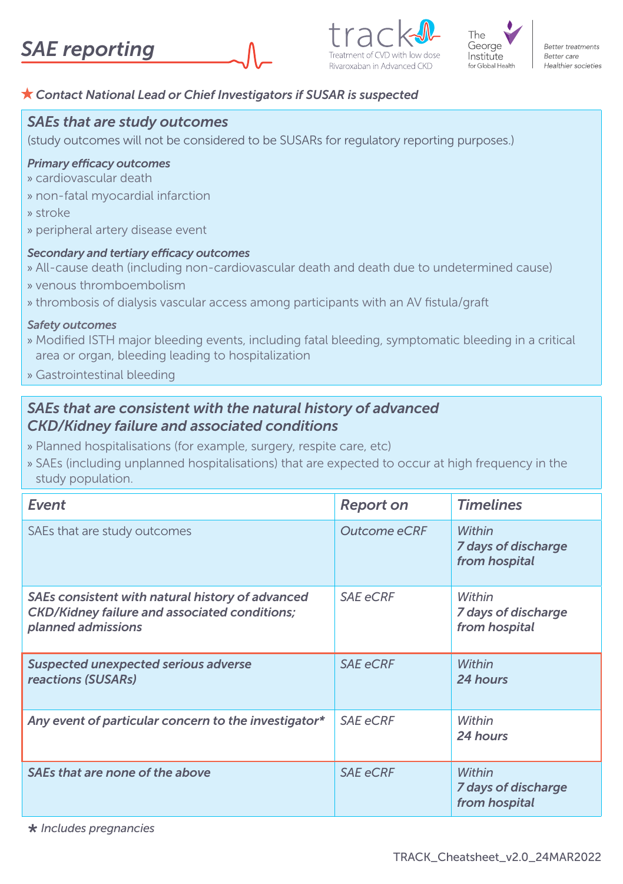# *SAE reporting*

track — Treatment of CVD with low dose Rivaroxaban in Advanced CKD

The George Institute for Global Health — *Better treatments Better care Healthier societies*

★ ***Contact National Lead or Chief Investigators if SUSAR is suspected***

## *SAEs that are study outcomes*

(study outcomes will not be considered to be SUSARs for regulatory reporting purposes.)

***Primary efficacy outcomes***

» cardiovascular death
» non-fatal myocardial infarction
» stroke
» peripheral artery disease event

***Secondary and tertiary efficacy outcomes***

» All-cause death (including non-cardiovascular death and death due to undetermined cause)
» venous thromboembolism
» thrombosis of dialysis vascular access among participants with an AV fistula/graft

***Safety outcomes***

» Modified ISTH major bleeding events, including fatal bleeding, symptomatic bleeding in a critical area or organ, bleeding leading to hospitalization
» Gastrointestinal bleeding

## *SAEs that are consistent with the natural history of advanced CKD/Kidney failure and associated conditions*

» Planned hospitalisations (for example, surgery, respite care, etc)
» SAEs (including unplanned hospitalisations) that are expected to occur at high frequency in the study population.

| *Event* | *Report on* | *Timelines* |
|---|---|---|
| SAEs that are study outcomes | *Outcome eCRF* | *Within* ***7 days of discharge from hospital*** |
| ***SAEs consistent with natural history of advanced CKD/Kidney failure and associated conditions; planned admissions*** | *SAE eCRF* | *Within* ***7 days of discharge from hospital*** |
| ***Suspected unexpected serious adverse reactions (SUSARs)*** | *SAE eCRF* | *Within* ***24 hours*** |
| ***Any event of particular concern to the investigator**** | *SAE eCRF* | *Within* ***24 hours*** |
| ***SAEs that are none of the above*** | *SAE eCRF* | *Within* ***7 days of discharge from hospital*** |

\* *Includes pregnancies*

TRACK_Cheatsheet_v2.0_24MAR2022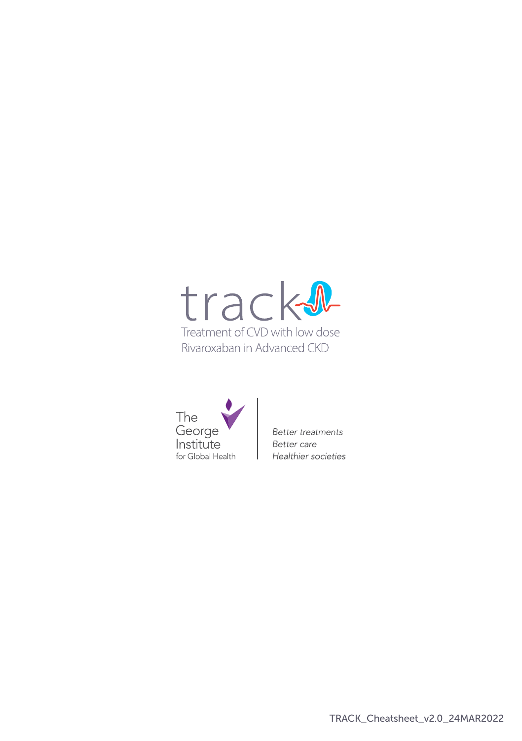track

Treatment of CVD with low dose Rivaroxaban in Advanced CKD

The George Institute for Global Health

*Better treatments*
*Better care*
*Healthier societies*

TRACK_Cheatsheet_v2.0_24MAR2022